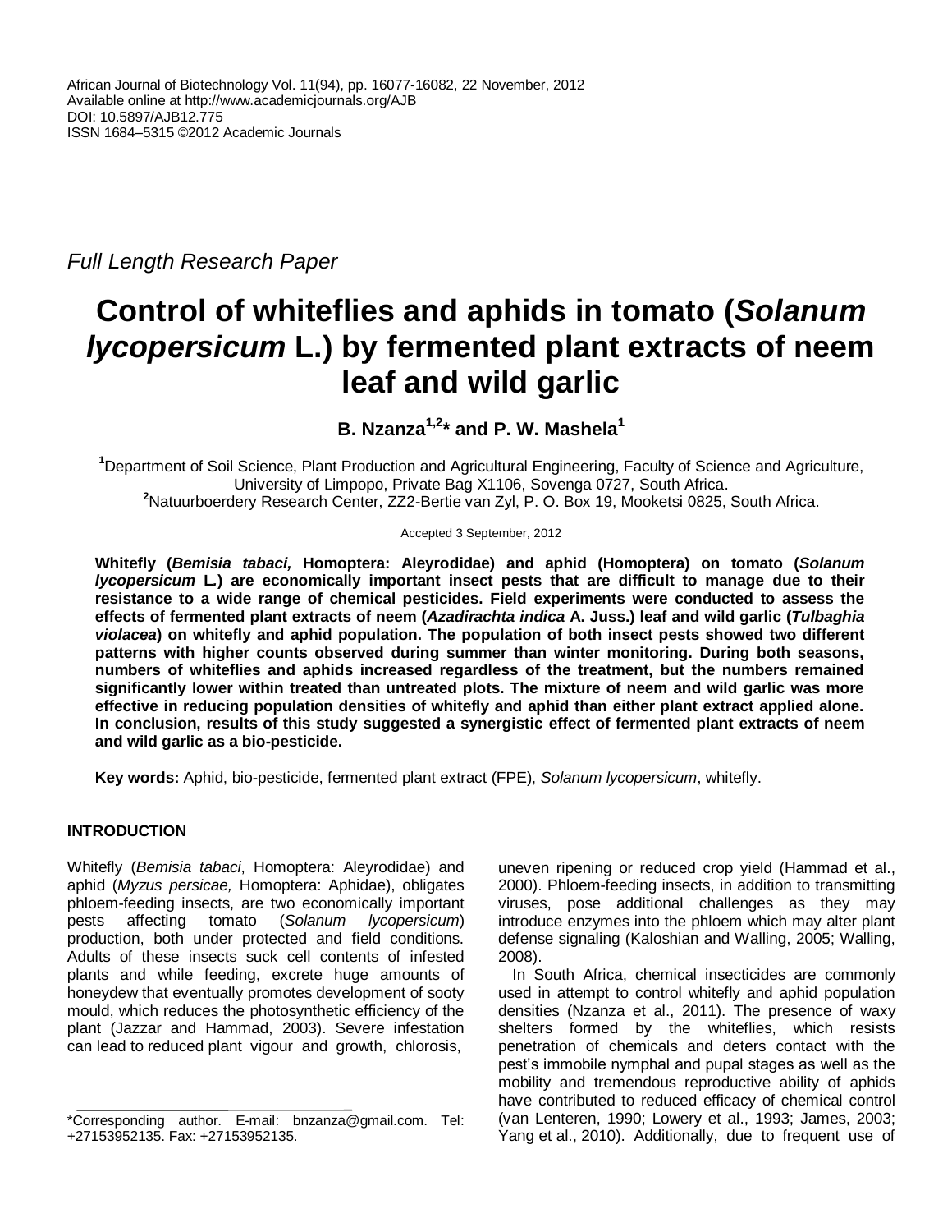African Journal of Biotechnology Vol. 11(94), pp. 16077-16082, 22 November, 2012
Available online at http://www.academicjournals.org/AJB
DOI: 10.5897/AJB12.775
ISSN 1684–5315 ©2012 Academic Journals

*Full Length Research Paper*

# Control of whiteflies and aphids in tomato (*Solanum lycopersicum* L.) by fermented plant extracts of neem leaf and wild garlic

**B. Nzanza[1,2]* and P. W. Mashela[1]**

[1]Department of Soil Science, Plant Production and Agricultural Engineering, Faculty of Science and Agriculture, University of Limpopo, Private Bag X1106, Sovenga 0727, South Africa.
[2]Natuurboerdery Research Center, ZZ2-Bertie van Zyl, P. O. Box 19, Mooketsi 0825, South Africa.

Accepted 3 September, 2012

**Whitefly (*Bemisia tabaci,* Homoptera: Aleyrodidae) and aphid (Homoptera) on tomato (*Solanum lycopersicum* L.) are economically important insect pests that are difficult to manage due to their resistance to a wide range of chemical pesticides. Field experiments were conducted to assess the effects of fermented plant extracts of neem (*Azadirachta indica* A. Juss.) leaf and wild garlic (*Tulbaghia violacea*) on whitefly and aphid population. The population of both insect pests showed two different patterns with higher counts observed during summer than winter monitoring. During both seasons, numbers of whiteflies and aphids increased regardless of the treatment, but the numbers remained significantly lower within treated than untreated plots. The mixture of neem and wild garlic was more effective in reducing population densities of whitefly and aphid than either plant extract applied alone. In conclusion, results of this study suggested a synergistic effect of fermented plant extracts of neem and wild garlic as a bio-pesticide.**

**Key words:** Aphid, bio-pesticide, fermented plant extract (FPE), *Solanum lycopersicum*, whitefly.

## INTRODUCTION

Whitefly (*Bemisia tabaci*, Homoptera: Aleyrodidae) and aphid (*Myzus persicae,* Homoptera: Aphidae), obligates phloem-feeding insects, are two economically important pests affecting tomato (*Solanum lycopersicum*) production, both under protected and field conditions. Adults of these insects suck cell contents of infested plants and while feeding, excrete huge amounts of honeydew that eventually promotes development of sooty mould, which reduces the photosynthetic efficiency of the plant (Jazzar and Hammad, 2003). Severe infestation can lead to reduced plant vigour and growth, chlorosis, uneven ripening or reduced crop yield (Hammad et al., 2000). Phloem-feeding insects, in addition to transmitting viruses, pose additional challenges as they may introduce enzymes into the phloem which may alter plant defense signaling (Kaloshian and Walling, 2005; Walling, 2008).

In South Africa, chemical insecticides are commonly used in attempt to control whitefly and aphid population densities (Nzanza et al., 2011). The presence of waxy shelters formed by the whiteflies, which resists penetration of chemicals and deters contact with the pest's immobile nymphal and pupal stages as well as the mobility and tremendous reproductive ability of aphids have contributed to reduced efficacy of chemical control (van Lenteren, 1990; Lowery et al., 1993; James, 2003; Yang et al., 2010). Additionally, due to frequent use of

*Corresponding author. E-mail: bnzanza@gmail.com. Tel: +27153952135. Fax: +27153952135.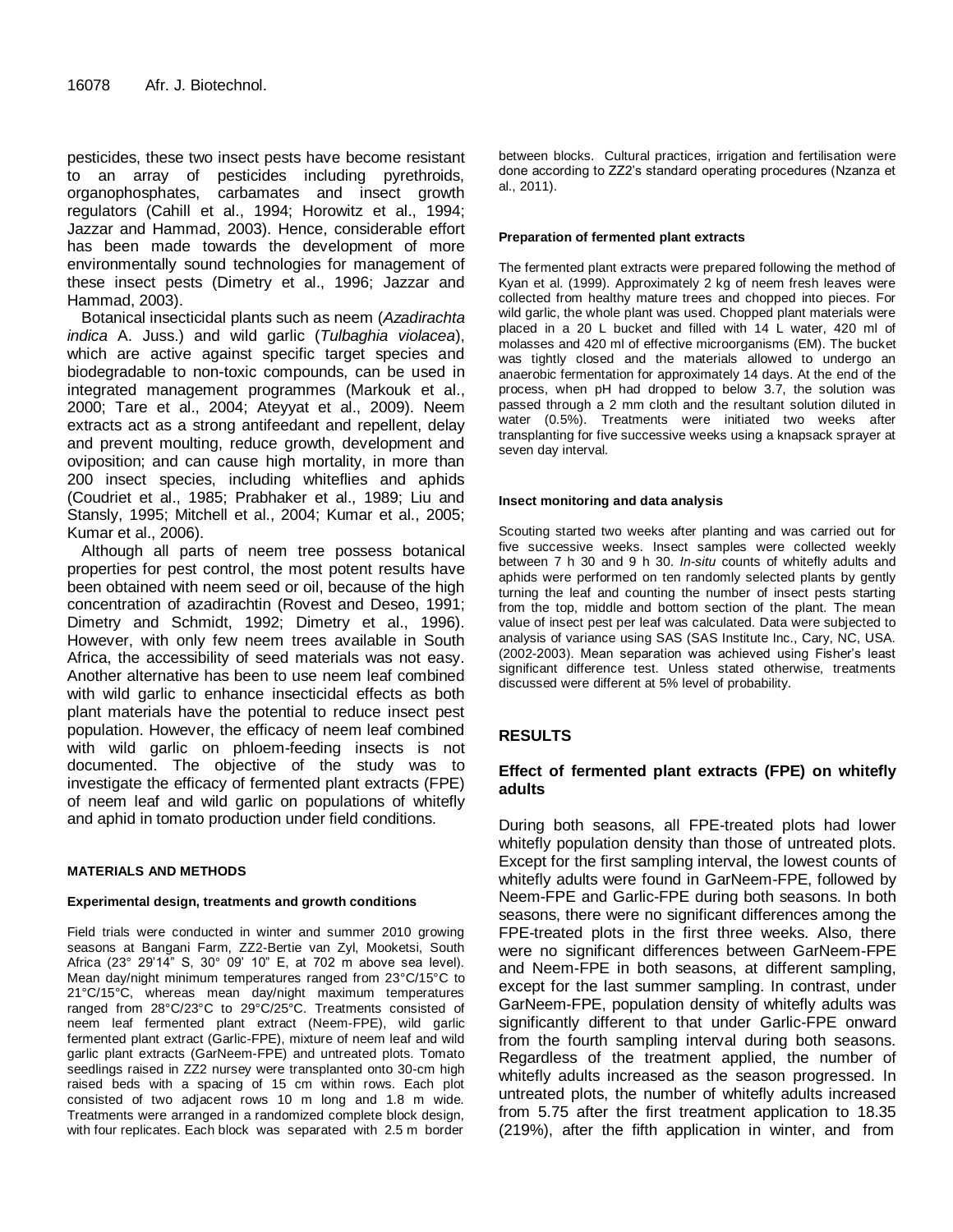pesticides, these two insect pests have become resistant to an array of pesticides including pyrethroids, organophosphates, carbamates and insect growth regulators (Cahill et al., 1994; Horowitz et al., 1994; Jazzar and Hammad, 2003). Hence, considerable effort has been made towards the development of more environmentally sound technologies for management of these insect pests (Dimetry et al., 1996; Jazzar and Hammad, 2003).

Botanical insecticidal plants such as neem (*Azadirachta indica* A. Juss.) and wild garlic (*Tulbaghia violacea*), which are active against specific target species and biodegradable to non-toxic compounds, can be used in integrated management programmes (Markouk et al., 2000; Tare et al., 2004; Ateyyat et al., 2009). Neem extracts act as a strong antifeedant and repellent, delay and prevent moulting, reduce growth, development and oviposition; and can cause high mortality, in more than 200 insect species, including whiteflies and aphids (Coudriet et al., 1985; Prabhaker et al., 1989; Liu and Stansly, 1995; Mitchell et al., 2004; Kumar et al., 2005; Kumar et al., 2006).

Although all parts of neem tree possess botanical properties for pest control, the most potent results have been obtained with neem seed or oil, because of the high concentration of azadirachtin (Rovest and Deseo, 1991; Dimetry and Schmidt, 1992; Dimetry et al., 1996). However, with only few neem trees available in South Africa, the accessibility of seed materials was not easy. Another alternative has been to use neem leaf combined with wild garlic to enhance insecticidal effects as both plant materials have the potential to reduce insect pest population. However, the efficacy of neem leaf combined with wild garlic on phloem-feeding insects is not documented. The objective of the study was to investigate the efficacy of fermented plant extracts (FPE) of neem leaf and wild garlic on populations of whitefly and aphid in tomato production under field conditions.

## MATERIALS AND METHODS

### Experimental design, treatments and growth conditions

Field trials were conducted in winter and summer 2010 growing seasons at Bangani Farm, ZZ2-Bertie van Zyl, Mooketsi, South Africa (23° 29'14" S, 30° 09' 10" E, at 702 m above sea level). Mean day/night minimum temperatures ranged from 23°C/15°C to 21°C/15°C, whereas mean day/night maximum temperatures ranged from 28°C/23°C to 29°C/25°C. Treatments consisted of neem leaf fermented plant extract (Neem-FPE), wild garlic fermented plant extract (Garlic-FPE), mixture of neem leaf and wild garlic plant extracts (GarNeem-FPE) and untreated plots. Tomato seedlings raised in ZZ2 nursey were transplanted onto 30-cm high raised beds with a spacing of 15 cm within rows. Each plot consisted of two adjacent rows 10 m long and 1.8 m wide. Treatments were arranged in a randomized complete block design, with four replicates. Each block was separated with 2.5 m border between blocks. Cultural practices, irrigation and fertilisation were done according to ZZ2's standard operating procedures (Nzanza et al., 2011).

### Preparation of fermented plant extracts

The fermented plant extracts were prepared following the method of Kyan et al. (1999). Approximately 2 kg of neem fresh leaves were collected from healthy mature trees and chopped into pieces. For wild garlic, the whole plant was used. Chopped plant materials were placed in a 20 L bucket and filled with 14 L water, 420 ml of molasses and 420 ml of effective microorganisms (EM). The bucket was tightly closed and the materials allowed to undergo an anaerobic fermentation for approximately 14 days. At the end of the process, when pH had dropped to below 3.7, the solution was passed through a 2 mm cloth and the resultant solution diluted in water (0.5%). Treatments were initiated two weeks after transplanting for five successive weeks using a knapsack sprayer at seven day interval.

### Insect monitoring and data analysis

Scouting started two weeks after planting and was carried out for five successive weeks. Insect samples were collected weekly between 7 h 30 and 9 h 30. *In-situ* counts of whitefly adults and aphids were performed on ten randomly selected plants by gently turning the leaf and counting the number of insect pests starting from the top, middle and bottom section of the plant. The mean value of insect pest per leaf was calculated. Data were subjected to analysis of variance using SAS (SAS Institute Inc., Cary, NC, USA. (2002-2003). Mean separation was achieved using Fisher's least significant difference test. Unless stated otherwise, treatments discussed were different at 5% level of probability.

## RESULTS

### Effect of fermented plant extracts (FPE) on whitefly adults

During both seasons, all FPE-treated plots had lower whitefly population density than those of untreated plots. Except for the first sampling interval, the lowest counts of whitefly adults were found in GarNeem-FPE, followed by Neem-FPE and Garlic-FPE during both seasons. In both seasons, there were no significant differences among the FPE-treated plots in the first three weeks. Also, there were no significant differences between GarNeem-FPE and Neem-FPE in both seasons, at different sampling, except for the last summer sampling. In contrast, under GarNeem-FPE, population density of whitefly adults was significantly different to that under Garlic-FPE onward from the fourth sampling interval during both seasons. Regardless of the treatment applied, the number of whitefly adults increased as the season progressed. In untreated plots, the number of whitefly adults increased from 5.75 after the first treatment application to 18.35 (219%), after the fifth application in winter, and from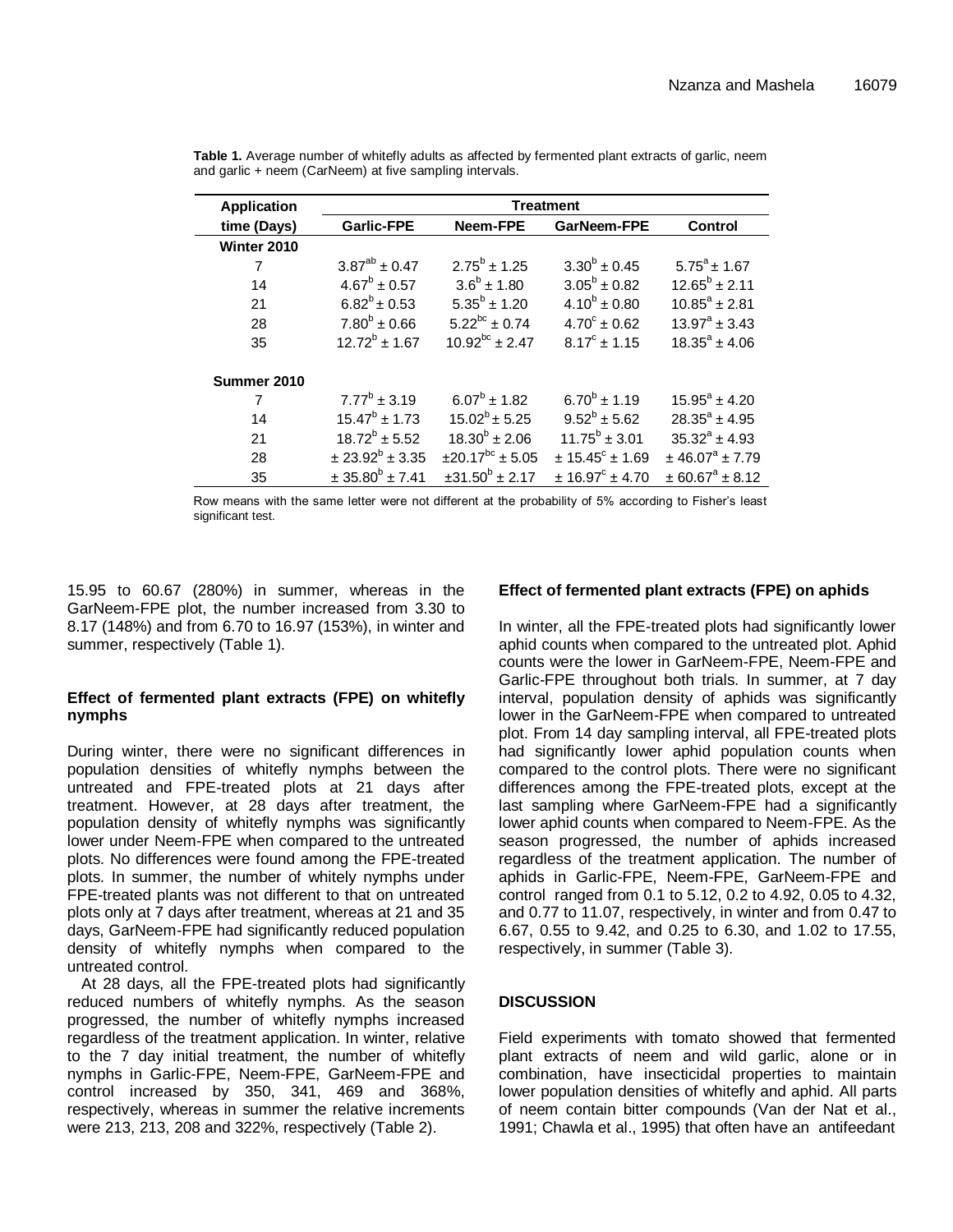**Table 1.** Average number of whitefly adults as affected by fermented plant extracts of garlic, neem and garlic + neem (CarNeem) at five sampling intervals.

| Application time (Days) | Treatment | | | |
|---|---|---|---|---|
| | Garlic-FPE | Neem-FPE | GarNeem-FPE | Control |
| **Winter 2010** | | | | |
| 7 | $3.87^{ab} \pm 0.47$ | $2.75^{b} \pm 1.25$ | $3.30^{b} \pm 0.45$ | $5.75^{a} \pm 1.67$ |
| 14 | $4.67^{b} \pm 0.57$ | $3.6^{b} \pm 1.80$ | $3.05^{b} \pm 0.82$ | $12.65^{b} \pm 2.11$ |
| 21 | $6.82^{b} \pm 0.53$ | $5.35^{b} \pm 1.20$ | $4.10^{b} \pm 0.80$ | $10.85^{a} \pm 2.81$ |
| 28 | $7.80^{b} \pm 0.66$ | $5.22^{bc} \pm 0.74$ | $4.70^{c} \pm 0.62$ | $13.97^{a} \pm 3.43$ |
| 35 | $12.72^{b} \pm 1.67$ | $10.92^{bc} \pm 2.47$ | $8.17^{c} \pm 1.15$ | $18.35^{a} \pm 4.06$ |
| **Summer 2010** | | | | |
| 7 | $7.77^{b} \pm 3.19$ | $6.07^{b} \pm 1.82$ | $6.70^{b} \pm 1.19$ | $15.95^{a} \pm 4.20$ |
| 14 | $15.47^{b} \pm 1.73$ | $15.02^{b} \pm 5.25$ | $9.52^{b} \pm 5.62$ | $28.35^{a} \pm 4.95$ |
| 21 | $18.72^{b} \pm 5.52$ | $18.30^{b} \pm 2.06$ | $11.75^{b} \pm 3.01$ | $35.32^{a} \pm 4.93$ |
| 28 | $\pm 23.92^{b} \pm 3.35$ | $\pm 20.17^{bc} \pm 5.05$ | $\pm 15.45^{c} \pm 1.69$ | $\pm 46.07^{a} \pm 7.79$ |
| 35 | $\pm 35.80^{b} \pm 7.41$ | $\pm 31.50^{b} \pm 2.17$ | $\pm 16.97^{c} \pm 4.70$ | $\pm 60.67^{a} \pm 8.12$ |

Row means with the same letter were not different at the probability of 5% according to Fisher's least significant test.

15.95 to 60.67 (280%) in summer, whereas in the GarNeem-FPE plot, the number increased from 3.30 to 8.17 (148%) and from 6.70 to 16.97 (153%), in winter and summer, respectively (Table 1).

### Effect of fermented plant extracts (FPE) on whitefly nymphs

During winter, there were no significant differences in population densities of whitefly nymphs between the untreated and FPE-treated plots at 21 days after treatment. However, at 28 days after treatment, the population density of whitefly nymphs was significantly lower under Neem-FPE when compared to the untreated plots. No differences were found among the FPE-treated plots. In summer, the number of whitely nymphs under FPE-treated plants was not different to that on untreated plots only at 7 days after treatment, whereas at 21 and 35 days, GarNeem-FPE had significantly reduced population density of whitefly nymphs when compared to the untreated control.

At 28 days, all the FPE-treated plots had significantly reduced numbers of whitefly nymphs. As the season progressed, the number of whitefly nymphs increased regardless of the treatment application. In winter, relative to the 7 day initial treatment, the number of whitefly nymphs in Garlic-FPE, Neem-FPE, GarNeem-FPE and control increased by 350, 341, 469 and 368%, respectively, whereas in summer the relative increments were 213, 213, 208 and 322%, respectively (Table 2).

### Effect of fermented plant extracts (FPE) on aphids

In winter, all the FPE-treated plots had significantly lower aphid counts when compared to the untreated plot. Aphid counts were the lower in GarNeem-FPE, Neem-FPE and Garlic-FPE throughout both trials. In summer, at 7 day interval, population density of aphids was significantly lower in the GarNeem-FPE when compared to untreated plot. From 14 day sampling interval, all FPE-treated plots had significantly lower aphid population counts when compared to the control plots. There were no significant differences among the FPE-treated plots, except at the last sampling where GarNeem-FPE had a significantly lower aphid counts when compared to Neem-FPE. As the season progressed, the number of aphids increased regardless of the treatment application. The number of aphids in Garlic-FPE, Neem-FPE, GarNeem-FPE and control ranged from 0.1 to 5.12, 0.2 to 4.92, 0.05 to 4.32, and 0.77 to 11.07, respectively, in winter and from 0.47 to 6.67, 0.55 to 9.42, and 0.25 to 6.30, and 1.02 to 17.55, respectively, in summer (Table 3).

## DISCUSSION

Field experiments with tomato showed that fermented plant extracts of neem and wild garlic, alone or in combination, have insecticidal properties to maintain lower population densities of whitefly and aphid. All parts of neem contain bitter compounds (Van der Nat et al., 1991; Chawla et al., 1995) that often have an antifeedant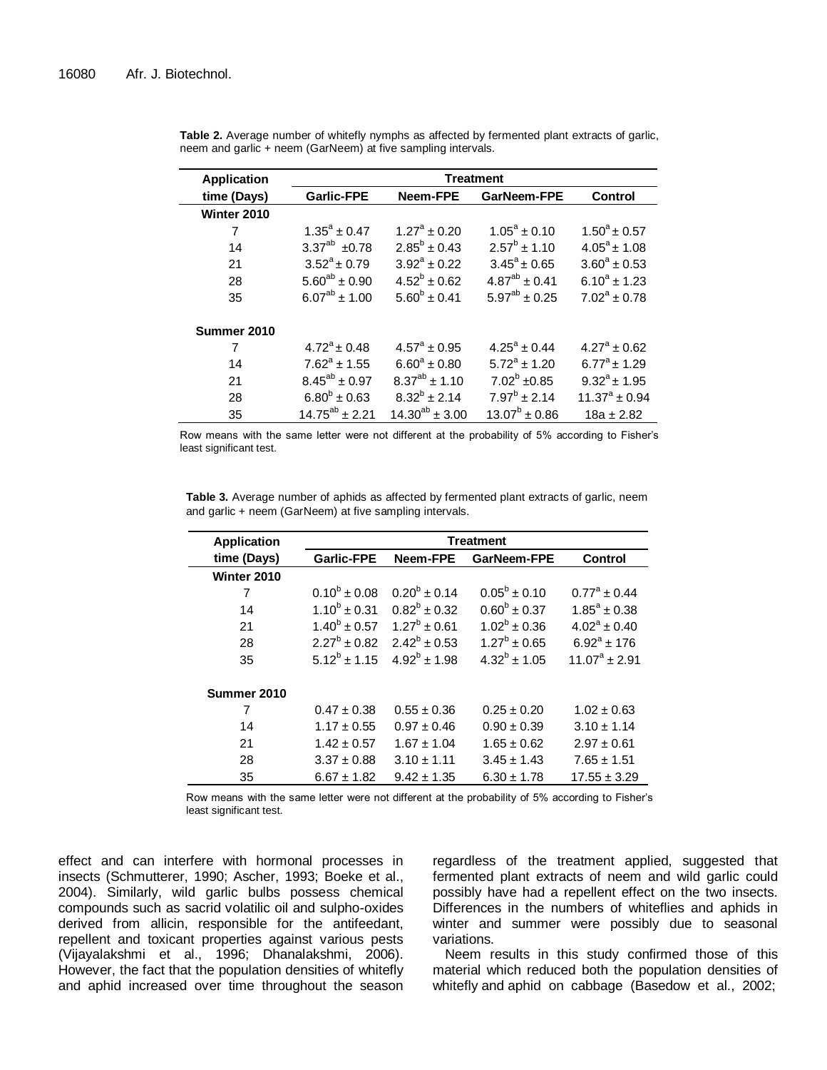**Table 2.** Average number of whitefly nymphs as affected by fermented plant extracts of garlic, neem and garlic + neem (GarNeem) at five sampling intervals.

| Application time (Days) | Treatment | | | |
|---|---|---|---|---|
| | Garlic-FPE | Neem-FPE | GarNeem-FPE | Control |
| **Winter 2010** | | | | |
| 7 | $1.35^{a} \pm 0.47$ | $1.27^{a} \pm 0.20$ | $1.05^{a} \pm 0.10$ | $1.50^{a} \pm 0.57$ |
| 14 | $3.37^{ab} \pm 0.78$ | $2.85^{b} \pm 0.43$ | $2.57^{b} \pm 1.10$ | $4.05^{a} \pm 1.08$ |
| 21 | $3.52^{a} \pm 0.79$ | $3.92^{a} \pm 0.22$ | $3.45^{a} \pm 0.65$ | $3.60^{a} \pm 0.53$ |
| 28 | $5.60^{ab} \pm 0.90$ | $4.52^{b} \pm 0.62$ | $4.87^{ab} \pm 0.41$ | $6.10^{a} \pm 1.23$ |
| 35 | $6.07^{ab} \pm 1.00$ | $5.60^{b} \pm 0.41$ | $5.97^{ab} \pm 0.25$ | $7.02^{a} \pm 0.78$ |
| **Summer 2010** | | | | |
| 7 | $4.72^{a} \pm 0.48$ | $4.57^{a} \pm 0.95$ | $4.25^{a} \pm 0.44$ | $4.27^{a} \pm 0.62$ |
| 14 | $7.62^{a} \pm 1.55$ | $6.60^{a} \pm 0.80$ | $5.72^{a} \pm 1.20$ | $6.77^{a} \pm 1.29$ |
| 21 | $8.45^{ab} \pm 0.97$ | $8.37^{ab} \pm 1.10$ | $7.02^{b} \pm 0.85$ | $9.32^{a} \pm 1.95$ |
| 28 | $6.80^{b} \pm 0.63$ | $8.32^{b} \pm 2.14$ | $7.97^{b} \pm 2.14$ | $11.37^{a} \pm 0.94$ |
| 35 | $14.75^{ab} \pm 2.21$ | $14.30^{ab} \pm 3.00$ | $13.07^{b} \pm 0.86$ | 18a $\pm$ 2.82 |

Row means with the same letter were not different at the probability of 5% according to Fisher's least significant test.

**Table 3.** Average number of aphids as affected by fermented plant extracts of garlic, neem and garlic + neem (GarNeem) at five sampling intervals.

| Application time (Days) | Treatment | | | |
|---|---|---|---|---|
| | Garlic-FPE | Neem-FPE | GarNeem-FPE | Control |
| **Winter 2010** | | | | |
| 7 | $0.10^{b} \pm 0.08$ | $0.20^{b} \pm 0.14$ | $0.05^{b} \pm 0.10$ | $0.77^{a} \pm 0.44$ |
| 14 | $1.10^{b} \pm 0.31$ | $0.82^{b} \pm 0.32$ | $0.60^{b} \pm 0.37$ | $1.85^{a} \pm 0.38$ |
| 21 | $1.40^{b} \pm 0.57$ | $1.27^{b} \pm 0.61$ | $1.02^{b} \pm 0.36$ | $4.02^{a} \pm 0.40$ |
| 28 | $2.27^{b} \pm 0.82$ | $2.42^{b} \pm 0.53$ | $1.27^{b} \pm 0.65$ | $6.92^{a} \pm 176$ |
| 35 | $5.12^{b} \pm 1.15$ | $4.92^{b} \pm 1.98$ | $4.32^{b} \pm 1.05$ | $11.07^{a} \pm 2.91$ |
| **Summer 2010** | | | | |
| 7 | 0.47 ± 0.38 | 0.55 ± 0.36 | 0.25 ± 0.20 | 1.02 ± 0.63 |
| 14 | 1.17 ± 0.55 | 0.97 ± 0.46 | 0.90 ± 0.39 | 3.10 ± 1.14 |
| 21 | 1.42 ± 0.57 | 1.67 ± 1.04 | 1.65 ± 0.62 | 2.97 ± 0.61 |
| 28 | 3.37 ± 0.88 | 3.10 ± 1.11 | 3.45 ± 1.43 | 7.65 ± 1.51 |
| 35 | 6.67 ± 1.82 | 9.42 ± 1.35 | 6.30 ± 1.78 | 17.55 ± 3.29 |

Row means with the same letter were not different at the probability of 5% according to Fisher's least significant test.

effect and can interfere with hormonal processes in insects (Schmutterer, 1990; Ascher, 1993; Boeke et al., 2004). Similarly, wild garlic bulbs possess chemical compounds such as sacrid volatilic oil and sulpho-oxides derived from allicin, responsible for the antifeedant, repellent and toxicant properties against various pests (Vijayalakshmi et al., 1996; Dhanalakshmi, 2006). However, the fact that the population densities of whitefly and aphid increased over time throughout the season regardless of the treatment applied, suggested that fermented plant extracts of neem and wild garlic could possibly have had a repellent effect on the two insects. Differences in the numbers of whiteflies and aphids in winter and summer were possibly due to seasonal variations.

Neem results in this study confirmed those of this material which reduced both the population densities of whitefly and aphid on cabbage (Basedow et al., 2002;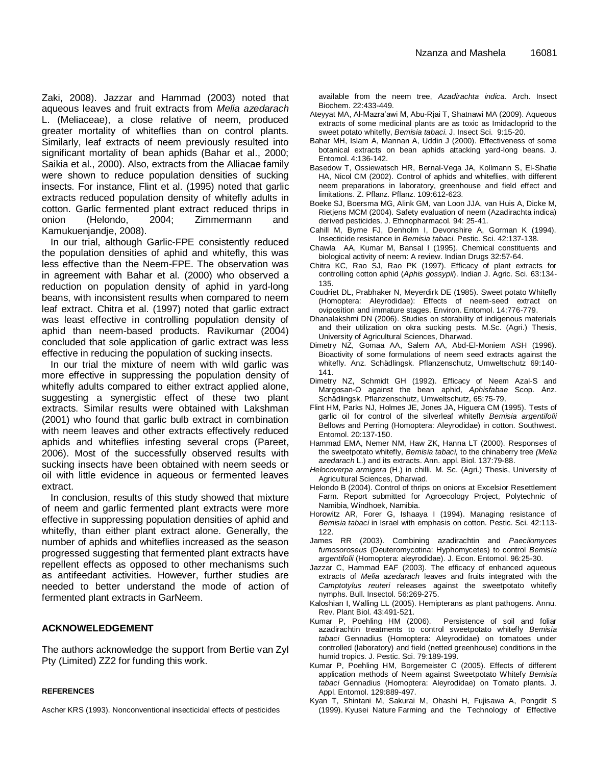Zaki, 2008). Jazzar and Hammad (2003) noted that aqueous leaves and fruit extracts from *Melia azedarach* L. (Meliaceae), a close relative of neem, produced greater mortality of whiteflies than on control plants. Similarly, leaf extracts of neem previously resulted into significant mortality of bean aphids (Bahar et al., 2000; Saikia et al., 2000). Also, extracts from the Alliacae family were shown to reduce population densities of sucking insects. For instance, Flint et al. (1995) noted that garlic extracts reduced population density of whitefly adults in cotton. Garlic fermented plant extract reduced thrips in onion (Helondo, 2004; Zimmermann and Kamukuenjandje, 2008).

In our trial, although Garlic-FPE consistently reduced the population densities of aphid and whitefly, this was less effective than the Neem-FPE. The observation was in agreement with Bahar et al. (2000) who observed a reduction on population density of aphid in yard-long beans, with inconsistent results when compared to neem leaf extract. Chitra et al. (1997) noted that garlic extract was least effective in controlling population density of aphid than neem-based products. Ravikumar (2004) concluded that sole application of garlic extract was less effective in reducing the population of sucking insects.

In our trial the mixture of neem with wild garlic was more effective in suppressing the population density of whitefly adults compared to either extract applied alone, suggesting a synergistic effect of these two plant extracts. Similar results were obtained with Lakshman (2001) who found that garlic bulb extract in combination with neem leaves and other extracts effectively reduced aphids and whiteflies infesting several crops (Pareet, 2006). Most of the successfully observed results with sucking insects have been obtained with neem seeds or oil with little evidence in aqueous or fermented leaves extract.

In conclusion, results of this study showed that mixture of neem and garlic fermented plant extracts were more effective in suppressing population densities of aphid and whitefly, than either plant extract alone. Generally, the number of aphids and whiteflies increased as the season progressed suggesting that fermented plant extracts have repellent effects as opposed to other mechanisms such as antifeedant activities. However, further studies are needed to better understand the mode of action of fermented plant extracts in GarNeem.

## ACKNOWELEDGEMENT

The authors acknowledge the support from Bertie van Zyl Pty (Limited) ZZ2 for funding this work.

## REFERENCES

Ascher KRS (1993). Nonconventional insecticidal effects of pesticides available from the neem tree, *Azadirachta indica*. Arch. Insect Biochem. 22:433-449.

Ateyyat MA, Al-Mazra'awi M, Abu-Rjai T, Shatnawi MA (2009). Aqueous extracts of some medicinal plants are as toxic as Imidacloprid to the sweet potato whitefly, *Bemisia tabaci*. J. Insect Sci. 9:15-20.

Bahar MH, Islam A, Mannan A, Uddin J (2000). Effectiveness of some botanical extracts on bean aphids attacking yard-long beans. J. Entomol. 4:136-142.

Basedow T, Ossiewatsch HR, Bernal-Vega JA, Kollmann S, El-Shafie HA, Nicol CM (2002). Control of aphids and whiteflies, with different neem preparations in laboratory, greenhouse and field effect and limitations. Z. Pflanz. Pflanz. 109:612-623.

Boeke SJ, Boersma MG, Alink GM, van Loon JJA, van Huis A, Dicke M, Rietjens MCM (2004). Safety evaluation of neem (Azadirachta indica) derived pesticides. J. Ethnopharmacol. 94: 25-41.

Cahill M, Byrne FJ, Denholm I, Devonshire A, Gorman K (1994). Insecticide resistance in *Bemisia tabaci*. Pestic. Sci. 42:137-138.

Chawla AA, Kumar M, Bansal I (1995). Chemical constituents and biological activity of neem: A review. Indian Drugs 32:57-64.

Chitra KC, Rao SJ, Rao PK (1997). Efficacy of plant extracts for controlling cotton aphid (*Aphis gossypii*). Indian J. Agric. Sci. 63:134-135.

Coudriet DL, Prabhaker N, Meyerdirk DE (1985). Sweet potato Whitefly (Homoptera: Aleyrodidae): Effects of neem-seed extract on oviposition and immature stages. Environ. Entomol. 14:776-779.

Dhanalakshmi DN (2006). Studies on storability of indigenous materials and their utilization on okra sucking pests. M.Sc. (Agri.) Thesis, University of Agricultural Sciences, Dharwad.

Dimetry NZ, Gomaa AA, Salem AA, Abd-El-Moniem ASH (1996). Bioactivity of some formulations of neem seed extracts against the whitefly. Anz. Schädlingsk. Pflanzenschutz, Umweltschutz 69:140-141.

Dimetry NZ, Schmidt GH (1992). Efficacy of Neem Azal-S and Margosan-O against the bean aphid, *Aphisfabae* Scop. Anz. Schädlingsk. Pflanzenschutz, Umweltschutz, 65:75-79.

Flint HM, Parks NJ, Holmes JE, Jones JA, Higuera CM (1995). Tests of garlic oil for control of the silverleaf whitefly *Bemisia argentifolii* Bellows and Perring (Homoptera: Aleyrodidae) in cotton. Southwest. Entomol. 20:137-150.

Hammad EMA, Nemer NM, Haw ZK, Hanna LT (2000). Responses of the sweetpotato whitefly, *Bemisia tabaci,* to the chinaberry tree *(Melia azedarach* L.) and its extracts. Ann. appl. Biol. 137:79-88.

*Helocoverpa armigera* (H.) in chilli. M. Sc. (Agri.) Thesis, University of Agricultural Sciences, Dharwad.

Helondo B (2004). Control of thrips on onions at Excelsior Resettlement Farm. Report submitted for Agroecology Project, Polytechnic of Namibia, Windhoek, Namibia.

Horowitz AR, Forer G, Ishaaya I (1994). Managing resistance of *Bemisia tabaci* in Israel with emphasis on cotton. Pestic. Sci. 42:113-122.

James RR (2003). Combining azadirachtin and *Paecilomyces fumosoroseus* (Deuteromycotina: Hyphomycetes) to control *Bemisia argentifolii* (Homoptera: aleyrodidae). J. Econ. Entomol. 96:25-30.

Jazzar C, Hammad EAF (2003). The efficacy of enhanced aqueous extracts of *Melia azedarach* leaves and fruits integrated with the *Camptotylus reuteri* releases against the sweetpotato whitefly nymphs. Bull. Insectol. 56:269-275.

Kaloshian I, Walling LL (2005). Hemipterans as plant pathogens. Annu. Rev. Plant Biol. 43:491-521.

Kumar P, Poehling HM (2006). Persistence of soil and foliar azadirachtin treatments to control sweetpotato whitefly *Bemisia tabaci* Gennadius (Homoptera: Aleyrodidae) on tomatoes under controlled (laboratory) and field (netted greenhouse) conditions in the humid tropics. J. Pestic. Sci. 79:189-199.

Kumar P, Poehling HM, Borgemeister C (2005). Effects of different application methods of Neem against Sweetpotato Whitefy *Bemisia tabaci* Gennadius (Homoptera: Aleyrodidae) on Tomato plants. J. Appl. Entomol. 129:889-497.

Kyan T, Shintani M, Sakurai M, Ohashi H, Fujisawa A, Pongdit S (1999). Kyusei Nature Farming and the Technology of Effective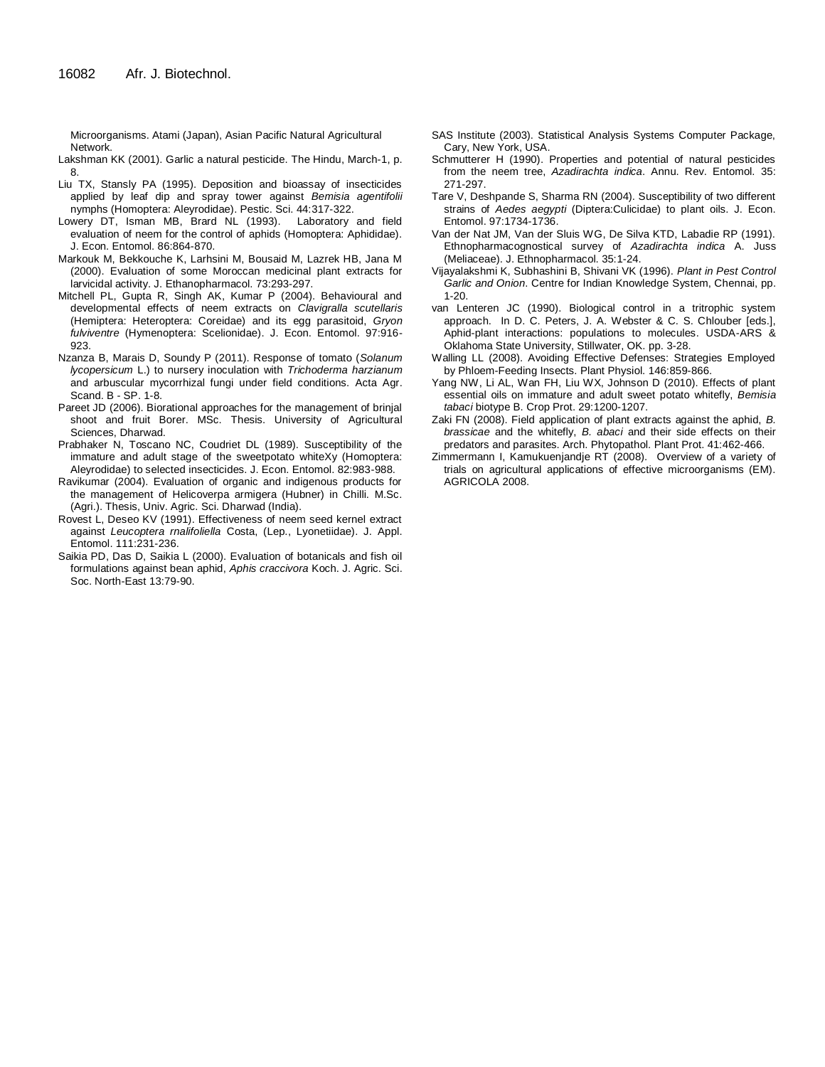Microorganisms. Atami (Japan), Asian Pacific Natural Agricultural Network.

Lakshman KK (2001). Garlic a natural pesticide. The Hindu, March-1, p. 8.

Liu TX, Stansly PA (1995). Deposition and bioassay of insecticides applied by leaf dip and spray tower against *Bemisia agentifolii* nymphs (Homoptera: Aleyrodidae). Pestic. Sci. 44:317-322.

Lowery DT, Isman MB, Brard NL (1993). Laboratory and field evaluation of neem for the control of aphids (Homoptera: Aphididae). J. Econ. Entomol. 86:864-870.

Markouk M, Bekkouche K, Larhsini M, Bousaid M, Lazrek HB, Jana M (2000). Evaluation of some Moroccan medicinal plant extracts for larvicidal activity. J. Ethanopharmacol. 73:293-297.

Mitchell PL, Gupta R, Singh AK, Kumar P (2004). Behavioural and developmental effects of neem extracts on *Clavigralla scutellaris* (Hemiptera: Heteroptera: Coreidae) and its egg parasitoid, *Gryon fulviventre* (Hymenoptera: Scelionidae). J. Econ. Entomol. 97:916-923.

Nzanza B, Marais D, Soundy P (2011). Response of tomato (*Solanum lycopersicum* L.) to nursery inoculation with *Trichoderma harzianum* and arbuscular mycorrhizal fungi under field conditions. Acta Agr. Scand. B - SP. 1-8.

Pareet JD (2006). Biorational approaches for the management of brinjal shoot and fruit Borer. MSc. Thesis. University of Agricultural Sciences, Dharwad.

Prabhaker N, Toscano NC, Coudriet DL (1989). Susceptibility of the immature and adult stage of the sweetpotato whiteXy (Homoptera: Aleyrodidae) to selected insecticides. J. Econ. Entomol. 82:983-988.

Ravikumar (2004). Evaluation of organic and indigenous products for the management of Helicoverpa armigera (Hubner) in Chilli. M.Sc. (Agri.). Thesis, Univ. Agric. Sci. Dharwad (India).

Rovest L, Deseo KV (1991). Effectiveness of neem seed kernel extract against *Leucoptera rnalifoliella* Costa, (Lep., Lyonetiidae). J. Appl. Entomol. 111:231-236.

Saikia PD, Das D, Saikia L (2000). Evaluation of botanicals and fish oil formulations against bean aphid, *Aphis craccivora* Koch. J. Agric. Sci. Soc. North-East 13:79-90.

SAS Institute (2003). Statistical Analysis Systems Computer Package, Cary, New York, USA.

Schmutterer H (1990). Properties and potential of natural pesticides from the neem tree, *Azadirachta indica*. Annu. Rev. Entomol. 35: 271-297.

Tare V, Deshpande S, Sharma RN (2004). Susceptibility of two different strains of *Aedes aegypti* (Diptera:Culicidae) to plant oils. J. Econ. Entomol. 97:1734-1736.

Van der Nat JM, Van der Sluis WG, De Silva KTD, Labadie RP (1991). Ethnopharmacognostical survey of *Azadirachta indica* A. Juss (Meliaceae). J. Ethnopharmacol. 35:1-24.

Vijayalakshmi K, Subhashini B, Shivani VK (1996). *Plant in Pest Control Garlic and Onion*. Centre for Indian Knowledge System, Chennai, pp. 1-20.

van Lenteren JC (1990). Biological control in a tritrophic system approach. In D. C. Peters, J. A. Webster & C. S. Chlouber [eds.], Aphid-plant interactions: populations to molecules. USDA-ARS & Oklahoma State University, Stillwater, OK. pp. 3-28.

Walling LL (2008). Avoiding Effective Defenses: Strategies Employed by Phloem-Feeding Insects. Plant Physiol. 146:859-866.

Yang NW, Li AL, Wan FH, Liu WX, Johnson D (2010). Effects of plant essential oils on immature and adult sweet potato whitefly, *Bemisia tabaci* biotype B. Crop Prot. 29:1200-1207.

Zaki FN (2008). Field application of plant extracts against the aphid, *B. brassicae* and the whitefly, *B. abaci* and their side effects on their predators and parasites. Arch. Phytopathol. Plant Prot. 41:462-466.

Zimmermann I, Kamukuenjandje RT (2008). Overview of a variety of trials on agricultural applications of effective microorganisms (EM). AGRICOLA 2008.